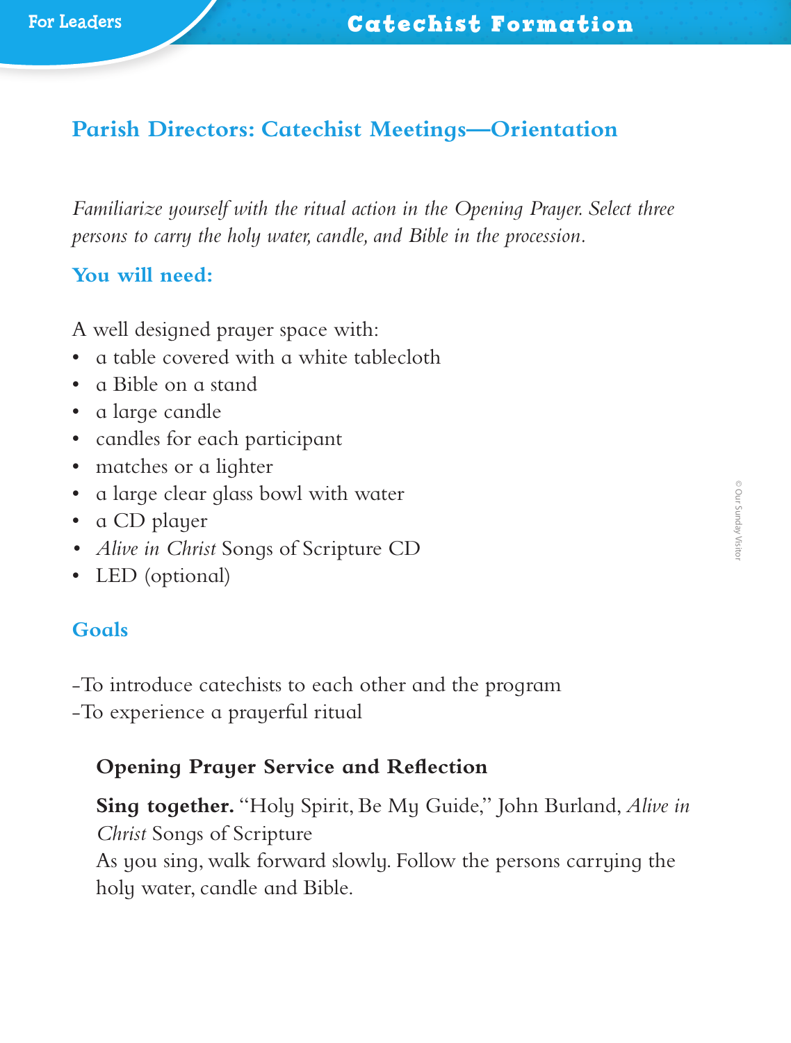# Parish Directors: Catechist Meetings—Orientation

*Familiarize yourself with the ritual action in the Opening Prayer. Select three persons to carry the holy water, candle, and Bible in the procession.*

## You will need:

A well designed prayer space with:

- a table covered with a white tablecloth
- a Bible on a stand
- a large candle
- candles for each participant
- matches or a lighter
- a large clear glass bowl with water
- a CD player
- *Alive in Christ* Songs of Scripture CD
- LED (optional)

## Goals

-To introduce catechists to each other and the program
-To experience a prayerful ritual

### Opening Prayer Service and Reflection

**Sing together.** "Holy Spirit, Be My Guide," John Burland, *Alive in Christ* Songs of Scripture
As you sing, walk forward slowly. Follow the persons carrying the holy water, candle and Bible.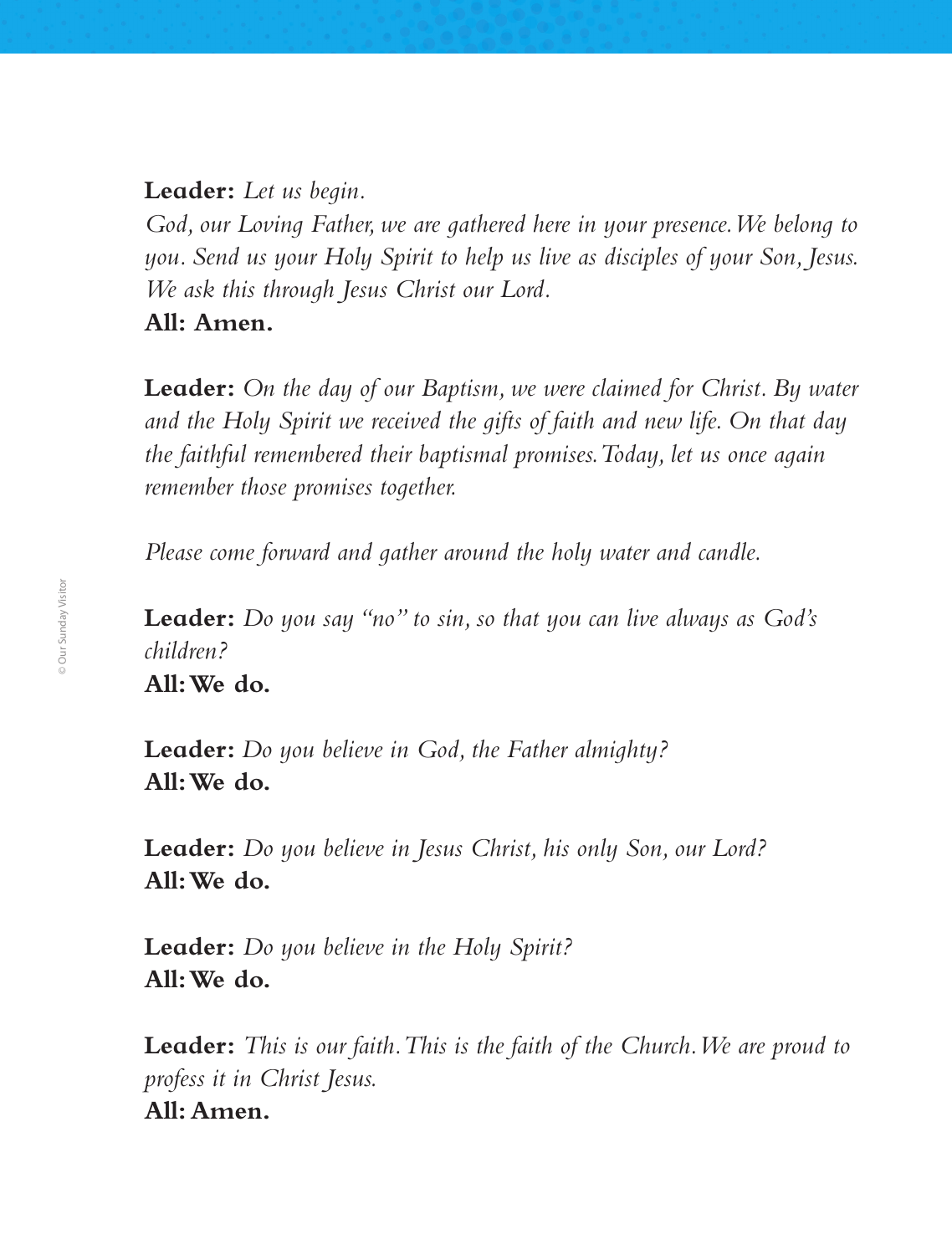**Leader:** *Let us begin.*
*God, our Loving Father, we are gathered here in your presence. We belong to you. Send us your Holy Spirit to help us live as disciples of your Son, Jesus. We ask this through Jesus Christ our Lord.*
**All: Amen.**

**Leader:** *On the day of our Baptism, we were claimed for Christ. By water and the Holy Spirit we received the gifts of faith and new life. On that day the faithful remembered their baptismal promises. Today, let us once again remember those promises together.*

*Please come forward and gather around the holy water and candle.*

**Leader:** *Do you say "no" to sin, so that you can live always as God's children?*
**All: We do.**

**Leader:** *Do you believe in God, the Father almighty?*
**All: We do.**

**Leader:** *Do you believe in Jesus Christ, his only Son, our Lord?*
**All: We do.**

**Leader:** *Do you believe in the Holy Spirit?*
**All: We do.**

**Leader:** *This is our faith. This is the faith of the Church. We are proud to profess it in Christ Jesus.*
**All: Amen.**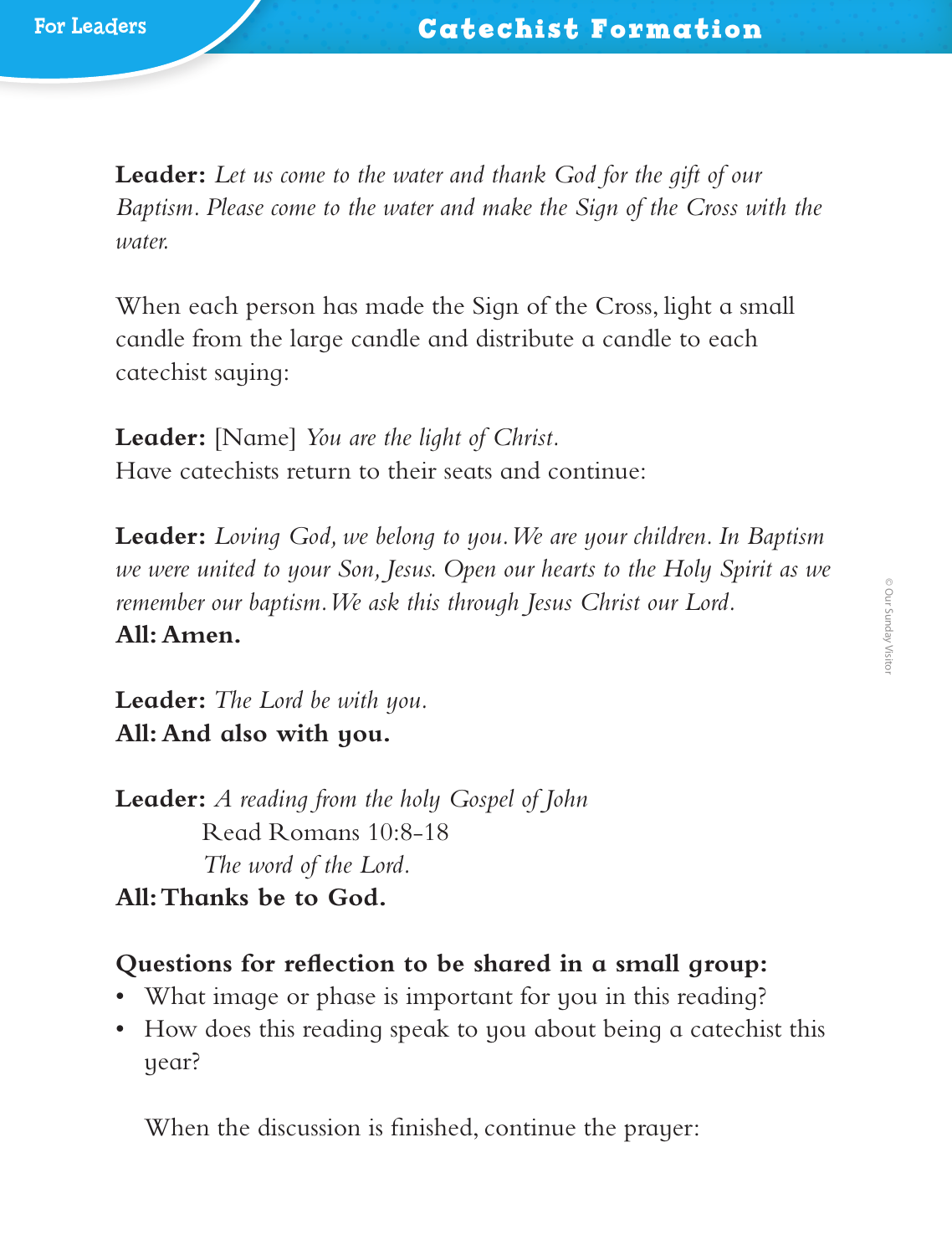**Leader:** *Let us come to the water and thank God for the gift of our Baptism. Please come to the water and make the Sign of the Cross with the water.*

When each person has made the Sign of the Cross, light a small candle from the large candle and distribute a candle to each catechist saying:

**Leader:** [Name] *You are the light of Christ.*
Have catechists return to their seats and continue:

**Leader:** *Loving God, we belong to you. We are your children. In Baptism we were united to your Son, Jesus. Open our hearts to the Holy Spirit as we remember our baptism. We ask this through Jesus Christ our Lord.*
**All: Amen.**

**Leader:** *The Lord be with you.*
**All: And also with you.**

**Leader:** *A reading from the holy Gospel of John*
Read Romans 10:8-18
*The word of the Lord.*
**All: Thanks be to God.**

**Questions for reflection to be shared in a small group:**

- What image or phase is important for you in this reading?
- How does this reading speak to you about being a catechist this year?

When the discussion is finished, continue the prayer: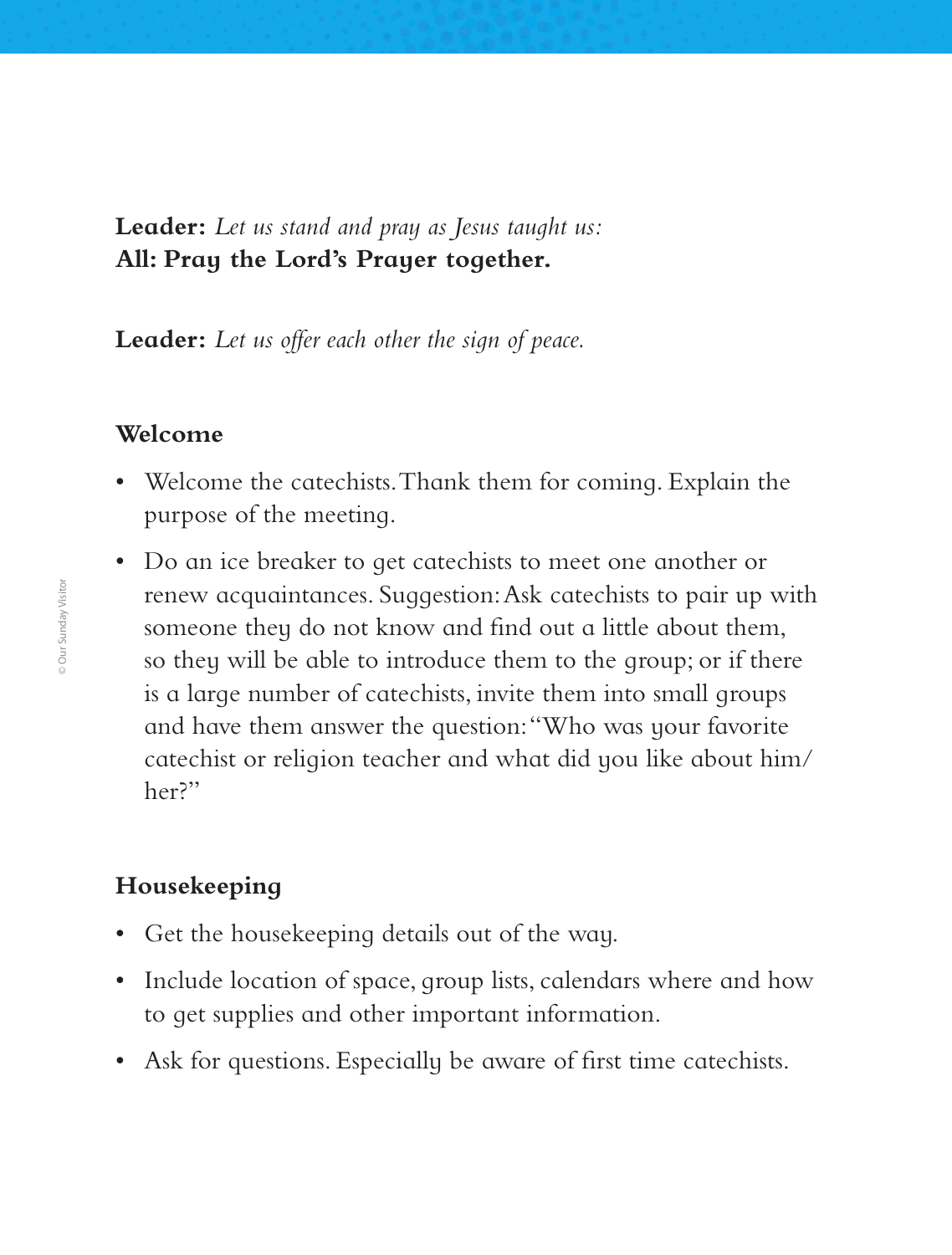**Leader:** *Let us stand and pray as Jesus taught us:*
**All: Pray the Lord's Prayer together.**

**Leader:** *Let us offer each other the sign of peace.*

## Welcome

- Welcome the catechists. Thank them for coming. Explain the purpose of the meeting.
- Do an ice breaker to get catechists to meet one another or renew acquaintances. Suggestion: Ask catechists to pair up with someone they do not know and find out a little about them, so they will be able to introduce them to the group; or if there is a large number of catechists, invite them into small groups and have them answer the question: "Who was your favorite catechist or religion teacher and what did you like about him/her?"

## Housekeeping

- Get the housekeeping details out of the way.
- Include location of space, group lists, calendars where and how to get supplies and other important information.
- Ask for questions. Especially be aware of first time catechists.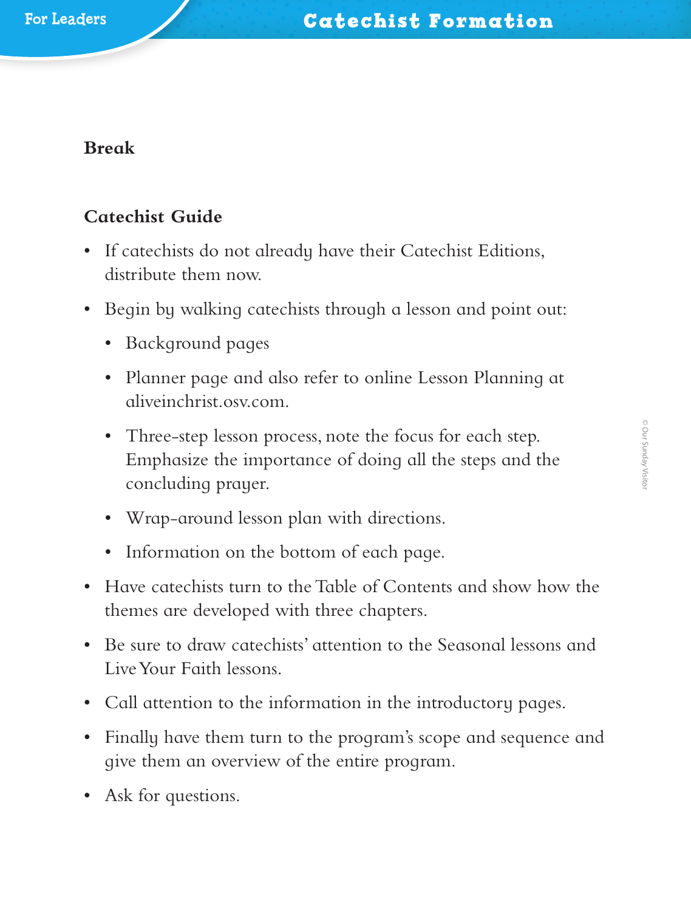**Break**

**Catechist Guide**

- If catechists do not already have their Catechist Editions, distribute them now.
- Begin by walking catechists through a lesson and point out:
  - Background pages
  - Planner page and also refer to online Lesson Planning at aliveinchrist.osv.com.
  - Three-step lesson process, note the focus for each step. Emphasize the importance of doing all the steps and the concluding prayer.
  - Wrap-around lesson plan with directions.
  - Information on the bottom of each page.
- Have catechists turn to the Table of Contents and show how the themes are developed with three chapters.
- Be sure to draw catechists' attention to the Seasonal lessons and Live Your Faith lessons.
- Call attention to the information in the introductory pages.
- Finally have them turn to the program's scope and sequence and give them an overview of the entire program.
- Ask for questions.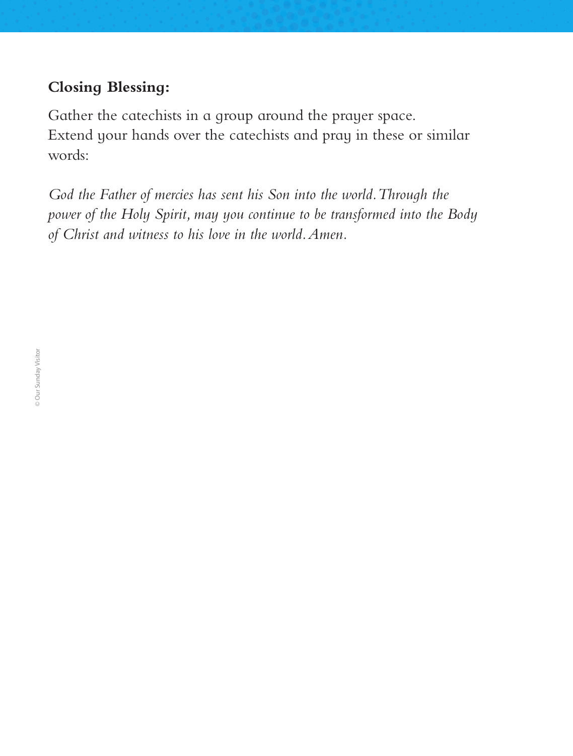**Closing Blessing:**

Gather the catechists in a group around the prayer space.
Extend your hands over the catechists and pray in these or similar words:

*God the Father of mercies has sent his Son into the world. Through the power of the Holy Spirit, may you continue to be transformed into the Body of Christ and witness to his love in the world. Amen.*